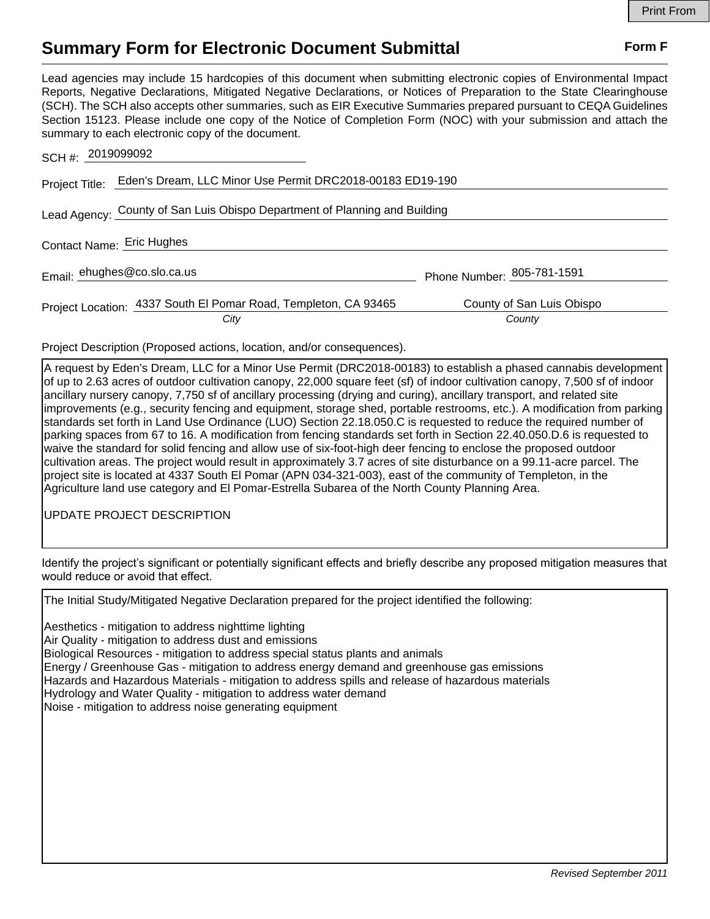# Summary Form for Electronic Document Submittal

**Form F**

Lead agencies may include 15 hardcopies of this document when submitting electronic copies of Environmental Impact Reports, Negative Declarations, Mitigated Negative Declarations, or Notices of Preparation to the State Clearinghouse (SCH). The SCH also accepts other summaries, such as EIR Executive Summaries prepared pursuant to CEQA Guidelines Section 15123. Please include one copy of the Notice of Completion Form (NOC) with your submission and attach the summary to each electronic copy of the document.

SCH #: 2019099092

Project Title: Eden's Dream, LLC Minor Use Permit DRC2018-00183 ED19-190

Lead Agency: County of San Luis Obispo Department of Planning and Building

Contact Name: Eric Hughes

Email: ehughes@co.slo.ca.us

Phone Number: 805-781-1591

Project Location: 4337 South El Pomar Road, Templeton, CA 93465 (City) — County of San Luis Obispo (County)

Project Description (Proposed actions, location, and/or consequences).

A request by Eden's Dream, LLC for a Minor Use Permit (DRC2018-00183) to establish a phased cannabis development of up to 2.63 acres of outdoor cultivation canopy, 22,000 square feet (sf) of indoor cultivation canopy, 7,500 sf of indoor ancillary nursery canopy, 7,750 sf of ancillary processing (drying and curing), ancillary transport, and related site improvements (e.g., security fencing and equipment, storage shed, portable restrooms, etc.). A modification from parking standards set forth in Land Use Ordinance (LUO) Section 22.18.050.C is requested to reduce the required number of parking spaces from 67 to 16. A modification from fencing standards set forth in Section 22.40.050.D.6 is requested to waive the standard for solid fencing and allow use of six-foot-high deer fencing to enclose the proposed outdoor cultivation areas. The project would result in approximately 3.7 acres of site disturbance on a 99.11-acre parcel. The project site is located at 4337 South El Pomar (APN 034-321-003), east of the community of Templeton, in the Agriculture land use category and El Pomar-Estrella Subarea of the North County Planning Area.

UPDATE PROJECT DESCRIPTION

Identify the project's significant or potentially significant effects and briefly describe any proposed mitigation measures that would reduce or avoid that effect.

The Initial Study/Mitigated Negative Declaration prepared for the project identified the following:

Aesthetics - mitigation to address nighttime lighting
Air Quality - mitigation to address dust and emissions
Biological Resources - mitigation to address special status plants and animals
Energy / Greenhouse Gas - mitigation to address energy demand and greenhouse gas emissions
Hazards and Hazardous Materials - mitigation to address spills and release of hazardous materials
Hydrology and Water Quality - mitigation to address water demand
Noise - mitigation to address noise generating equipment

*Revised September 2011*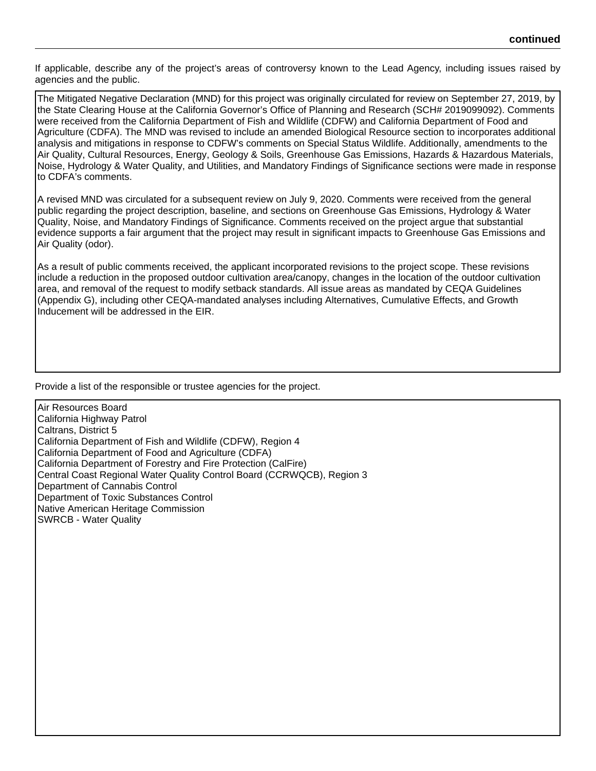**continued**

If applicable, describe any of the project's areas of controversy known to the Lead Agency, including issues raised by agencies and the public.

The Mitigated Negative Declaration (MND) for this project was originally circulated for review on September 27, 2019, by the State Clearing House at the California Governor's Office of Planning and Research (SCH# 2019099092). Comments were received from the California Department of Fish and Wildlife (CDFW) and California Department of Food and Agriculture (CDFA). The MND was revised to include an amended Biological Resource section to incorporates additional analysis and mitigations in response to CDFW's comments on Special Status Wildlife. Additionally, amendments to the Air Quality, Cultural Resources, Energy, Geology & Soils, Greenhouse Gas Emissions, Hazards & Hazardous Materials, Noise, Hydrology & Water Quality, and Utilities, and Mandatory Findings of Significance sections were made in response to CDFA's comments.

A revised MND was circulated for a subsequent review on July 9, 2020. Comments were received from the general public regarding the project description, baseline, and sections on Greenhouse Gas Emissions, Hydrology & Water Quality, Noise, and Mandatory Findings of Significance. Comments received on the project argue that substantial evidence supports a fair argument that the project may result in significant impacts to Greenhouse Gas Emissions and Air Quality (odor).

As a result of public comments received, the applicant incorporated revisions to the project scope. These revisions include a reduction in the proposed outdoor cultivation area/canopy, changes in the location of the outdoor cultivation area, and removal of the request to modify setback standards. All issue areas as mandated by CEQA Guidelines (Appendix G), including other CEQA-mandated analyses including Alternatives, Cumulative Effects, and Growth Inducement will be addressed in the EIR.

Provide a list of the responsible or trustee agencies for the project.

Air Resources Board
California Highway Patrol
Caltrans, District 5
California Department of Fish and Wildlife (CDFW), Region 4
California Department of Food and Agriculture (CDFA)
California Department of Forestry and Fire Protection (CalFire)
Central Coast Regional Water Quality Control Board (CCRWQCB), Region 3
Department of Cannabis Control
Department of Toxic Substances Control
Native American Heritage Commission
SWRCB - Water Quality